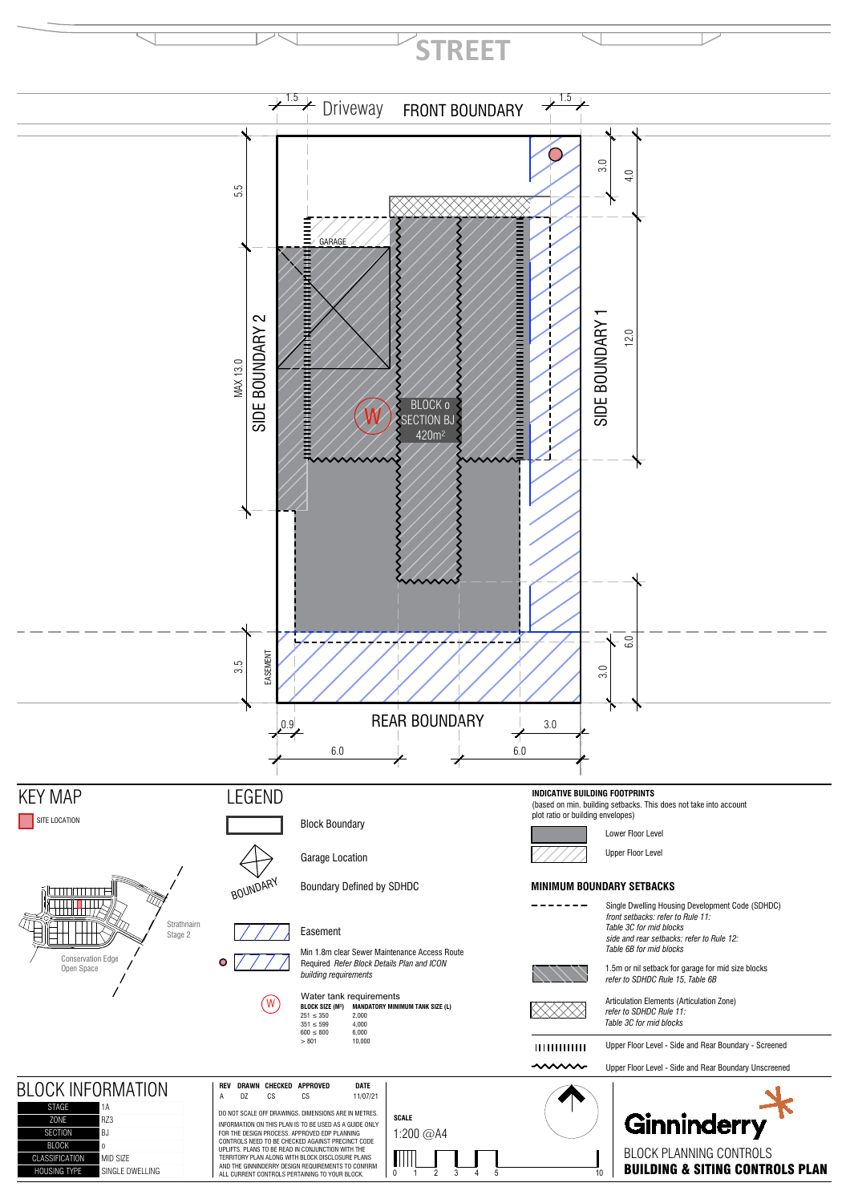# STREET

Driveway — FRONT BOUNDARY — 1.5 — 1.5

SIDE BOUNDARY 1 — 3.0 — 4.0 — 12.0 — 6.0 — 3.0

SIDE BOUNDARY 2 — 5.5 — MAX 13.0 — 3.5 — EASEMENT

GARAGE

BLOCK o
SECTION BJ
420m²

REAR BOUNDARY — 0.9 — 3.0 — 6.0 — 6.0

## KEY MAP

SITE LOCATION

Strathnairn Stage 2

Conservation Edge Open Space

## LEGEND

- Block Boundary
- Garage Location
- BOUNDARY — Boundary Defined by SDHDC
- Easement
- Min 1.8m clear Sewer Maintenance Access Route Required *Refer Block Details Plan and ICON building requirements*
- W — Water tank requirements

| BLOCK SIZE (M²) | MANDATORY MINIMUM TANK SIZE (L) |
|---|---|
| 251 ≤ 350 | 2,000 |
| 351 ≤ 599 | 4,000 |
| 600 ≤ 800 | 6,000 |
| > 801 | 10,000 |

## INDICATIVE BUILDING FOOTPRINTS

(based on min. building setbacks. This does not take into account plot ratio or building envelopes)

- Lower Floor Level
- Upper Floor Level

## MINIMUM BOUNDARY SETBACKS

- Single Dwelling Housing Development Code (SDHDC) *front setbacks: refer to Rule 11: Table 3C for mid blocks* *side and rear setbacks: refer to Rule 12: Table 6B for mid blocks*
- 1.5m or nil setback for garage for mid size blocks *refer to SDHDC Rule 15, Table 6B*
- Articulation Elements (Articulation Zone) *refer to SDHDC Rule 11: Table 3C for mid blocks*
- Upper Floor Level - Side and Rear Boundary - Screened
- Upper Floor Level - Side and Rear Boundary Unscreened

## BLOCK INFORMATION

| | |
|---|---|
| STAGE | 1A |
| ZONE | RZ3 |
| SECTION | BJ |
| BLOCK | o |
| CLASSIFICATION | MID SIZE |
| HOUSING TYPE | SINGLE DWELLING |

| REV | DRAWN | CHECKED | APPROVED | DATE |
|---|---|---|---|---|
| A | DZ | CS | CS | 11/07/21 |

DO NOT SCALE OFF DRAWINGS. DIMENSIONS ARE IN METRES.
INFORMATION ON THIS PLAN IS TO BE USED AS A GUIDE ONLY FOR THE DESIGN PROCESS. APPROVED EDP PLANNING CONTROLS NEED TO BE CHECKED AGAINST PRECINCT CODE UPLIFTS. PLANS TO BE READ IN CONJUNCTION WITH THE TERRITORY PLAN ALONG WITH BLOCK DISCLOSURE PLANS AND THE GINNINDERRY DESIGN REQUIREMENTS TO CONFIRM ALL CURRENT CONTROLS PERTAINING TO YOUR BLOCK.

**SCALE**
1:200 @A4

0 1 2 3 4 5 10

Ginninderry

BLOCK PLANNING CONTROLS
**BUILDING & SITING CONTROLS PLAN**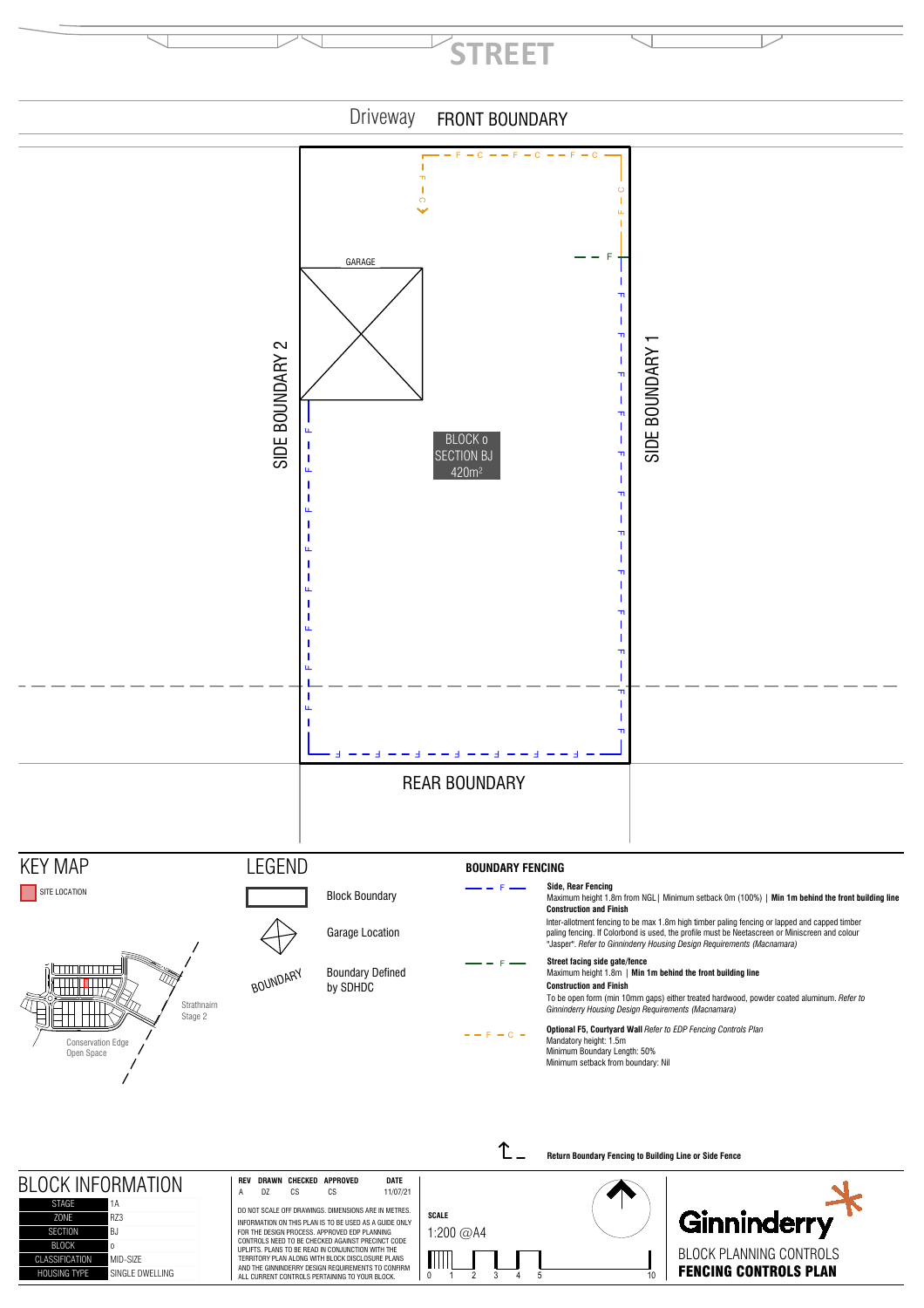STREET

Driveway FRONT BOUNDARY

GARAGE

SIDE BOUNDARY 2

SIDE BOUNDARY 1

BLOCK 0
SECTION BJ
420m²

REAR BOUNDARY

## KEY MAP

SITE LOCATION

Strathnairn Stage 2

Conservation Edge Open Space

## LEGEND

Block Boundary

Garage Location

Boundary Defined by SDHDC

## BOUNDARY FENCING

**Side, Rear Fencing**
Maximum height 1.8m from NGL | Minimum setback 0m (100%) | **Min 1m behind the front building line**
**Construction and Finish**
Inter-allotment fencing to be max 1.8m high timber paling fencing or lapped and capped timber paling fencing. If Colorbond is used, the profile must be Neetascreen or Miniscreen and colour "Jasper". *Refer to Ginninderry Housing Design Requirements (Macnamara)*

**Street facing side gate/fence**
Maximum height 1.8m | **Min 1m behind the front building line**
**Construction and Finish**
To be open form (min 10mm gaps) either treated hardwood, powder coated aluminum. *Refer to Ginninderry Housing Design Requirements (Macnamara)*

**Optional F5, Courtyard Wall** *Refer to EDP Fencing Controls Plan*
Mandatory height: 1.5m
Minimum Boundary Length: 50%
Minimum setback from boundary: Nil

**Return Boundary Fencing to Building Line or Side Fence**

## BLOCK INFORMATION

| | |
|---|---|
| STAGE | 1A |
| ZONE | RZ3 |
| SECTION | BJ |
| BLOCK | 0 |
| CLASSIFICATION | MID-SIZE |
| HOUSING TYPE | SINGLE DWELLING |

| REV | DRAWN | CHECKED | APPROVED | DATE |
|---|---|---|---|---|
| A | DZ | CS | CS | 11/07/21 |

DO NOT SCALE OFF DRAWINGS. DIMENSIONS ARE IN METRES.

INFORMATION ON THIS PLAN IS TO BE USED AS A GUIDE ONLY FOR THE DESIGN PROCESS. APPROVED EDP PLANNING CONTROLS NEED TO BE CHECKED AGAINST PRECINCT CODE UPLIFTS. PLANS TO BE READ IN CONJUNCTION WITH THE TERRITORY PLAN ALONG WITH BLOCK DISCLOSURE PLANS AND THE GINNINDERRY DESIGN REQUIREMENTS TO CONFIRM ALL CURRENT CONTROLS PERTAINING TO YOUR BLOCK.

SCALE
1:200 @A4

0 1 2 3 4 5 10

Ginninderry

BLOCK PLANNING CONTROLS
**FENCING CONTROLS PLAN**